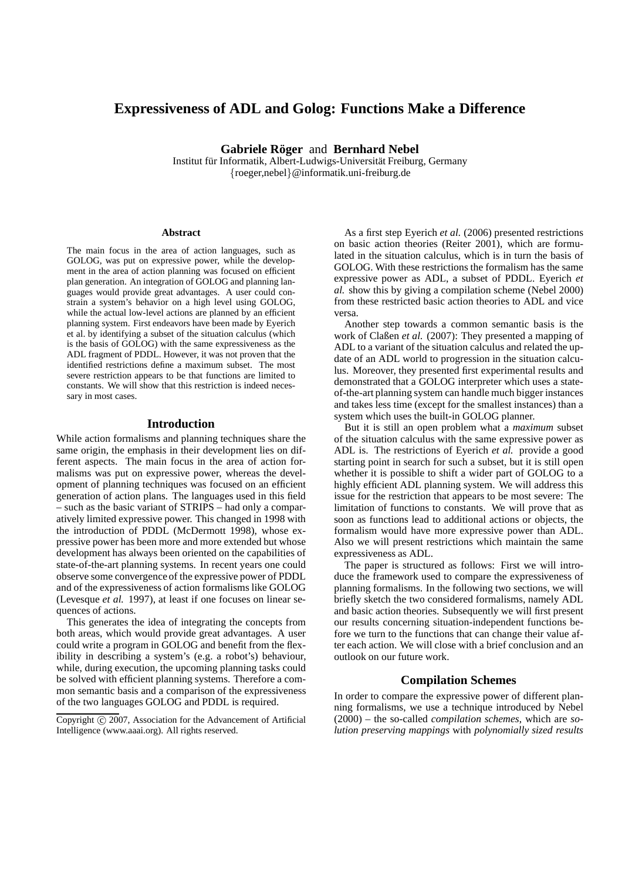# Expressiveness of ADL and Golog: Functions Make a Difference

**Gabriele Röger** and **Bernhard Nebel**
Institut für Informatik, Albert-Ludwigs-Universität Freiburg, Germany
{roeger,nebel}@informatik.uni-freiburg.de

### Abstract

The main focus in the area of action languages, such as GOLOG, was put on expressive power, while the development in the area of action planning was focused on efficient plan generation. An integration of GOLOG and planning languages would provide great advantages. A user could constrain a system's behavior on a high level using GOLOG, while the actual low-level actions are planned by an efficient planning system. First endeavors have been made by Eyerich et al. by identifying a subset of the situation calculus (which is the basis of GOLOG) with the same expressiveness as the ADL fragment of PDDL. However, it was not proven that the identified restrictions define a maximum subset. The most severe restriction appears to be that functions are limited to constants. We will show that this restriction is indeed necessary in most cases.

## Introduction

While action formalisms and planning techniques share the same origin, the emphasis in their development lies on different aspects. The main focus in the area of action formalisms was put on expressive power, whereas the development of planning techniques was focused on an efficient generation of action plans. The languages used in this field – such as the basic variant of STRIPS – had only a comparatively limited expressive power. This changed in 1998 with the introduction of PDDL (McDermott 1998), whose expressive power has been more and more extended but whose development has always been oriented on the capabilities of state-of-the-art planning systems. In recent years one could observe some convergence of the expressive power of PDDL and of the expressiveness of action formalisms like GOLOG (Levesque *et al.* 1997), at least if one focuses on linear sequences of actions.

This generates the idea of integrating the concepts from both areas, which would provide great advantages. A user could write a program in GOLOG and benefit from the flexibility in describing a system's (e.g. a robot's) behaviour, while, during execution, the upcoming planning tasks could be solved with efficient planning systems. Therefore a common semantic basis and a comparison of the expressiveness of the two languages GOLOG and PDDL is required.

As a first step Eyerich *et al.* (2006) presented restrictions on basic action theories (Reiter 2001), which are formulated in the situation calculus, which is in turn the basis of GOLOG. With these restrictions the formalism has the same expressive power as ADL, a subset of PDDL. Eyerich *et al.* show this by giving a compilation scheme (Nebel 2000) from these restricted basic action theories to ADL and vice versa.

Another step towards a common semantic basis is the work of Claßen *et al.* (2007): They presented a mapping of ADL to a variant of the situation calculus and related the update of an ADL world to progression in the situation calculus. Moreover, they presented first experimental results and demonstrated that a GOLOG interpreter which uses a state-of-the-art planning system can handle much bigger instances and takes less time (except for the smallest instances) than a system which uses the built-in GOLOG planner.

But it is still an open problem what a *maximum* subset of the situation calculus with the same expressive power as ADL is. The restrictions of Eyerich *et al.* provide a good starting point in search for such a subset, but it is still open whether it is possible to shift a wider part of GOLOG to a highly efficient ADL planning system. We will address this issue for the restriction that appears to be most severe: The limitation of functions to constants. We will prove that as soon as functions lead to additional actions or objects, the formalism would have more expressive power than ADL. Also we will present restrictions which maintain the same expressiveness as ADL.

The paper is structured as follows: First we will introduce the framework used to compare the expressiveness of planning formalisms. In the following two sections, we will briefly sketch the two considered formalisms, namely ADL and basic action theories. Subsequently we will first present our results concerning situation-independent functions before we turn to the functions that can change their value after each action. We will close with a brief conclusion and an outlook on our future work.

## Compilation Schemes

In order to compare the expressive power of different planning formalisms, we use a technique introduced by Nebel (2000) – the so-called *compilation schemes*, which are *solution preserving mappings* with *polynomially sized results*

Copyright © 2007, Association for the Advancement of Artificial Intelligence (www.aaai.org). All rights reserved.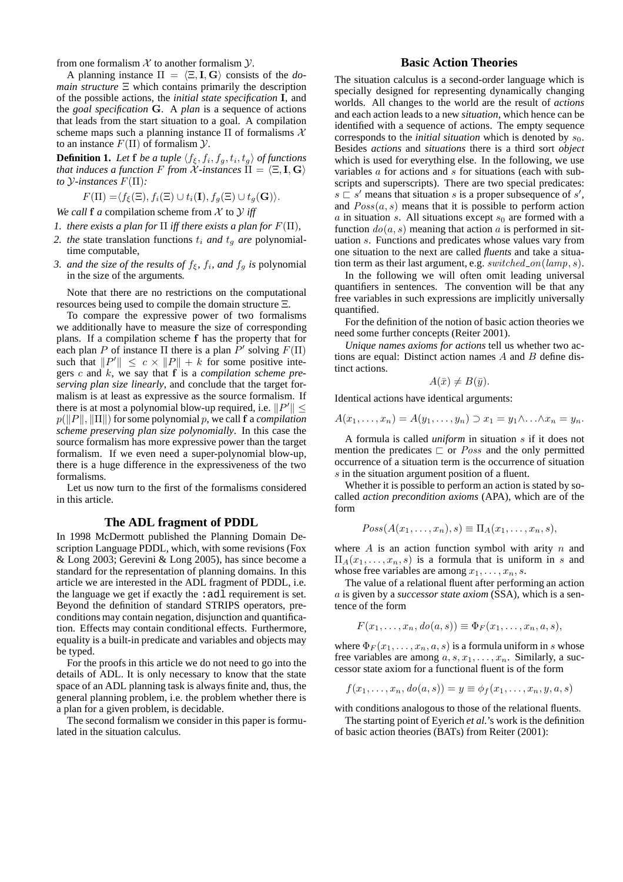from one formalism $\mathcal{X}$ to another formalism $\mathcal{Y}$.

A planning instance $\Pi = \langle \Xi, \mathbf{I}, \mathbf{G} \rangle$ consists of the *domain structure* $\Xi$ which contains primarily the description of the possible actions, the *initial state specification* $\mathbf{I}$, and the *goal specification* $\mathbf{G}$. A *plan* is a sequence of actions that leads from the start situation to a goal. A compilation scheme maps such a planning instance $\Pi$ of formalisms $\mathcal{X}$ to an instance $F(\Pi)$ of formalism $\mathcal{Y}$.

**Definition 1.** *Let* $\mathbf{f}$ *be a tuple* $\langle f_\xi, f_i, f_g, t_i, t_g \rangle$ *of functions that induces a function* $F$ *from* $\mathcal{X}$*-instances* $\Pi = \langle \Xi, \mathbf{I}, \mathbf{G} \rangle$ *to* $\mathcal{Y}$*-instances* $F(\Pi)$*:*

$$F(\Pi) = \langle f_\xi(\Xi), f_i(\Xi) \cup t_i(\mathbf{I}), f_g(\Xi) \cup t_g(\mathbf{G}) \rangle.$$

*We call* $\mathbf{f}$ *a* compilation scheme *from* $\mathcal{X}$ *to* $\mathcal{Y}$ *iff*

1. *there exists a plan for* $\Pi$ *iff there exists a plan for* $F(\Pi)$*,*
2. *the* state translation functions $t_i$ *and* $t_g$ *are* polynomial-time computable,
3. *and the size of the results of* $f_\xi$*,* $f_i$*, and* $f_g$ *is* polynomial *in the size of the arguments.*

Note that there are no restrictions on the computational resources being used to compile the domain structure $\Xi$.

To compare the expressive power of two formalisms we additionally have to measure the size of corresponding plans. If a compilation scheme $\mathbf{f}$ has the property that for each plan $P$ of instance $\Pi$ there is a plan $P'$ solving $F(\Pi)$ such that $\|P'\| \leq c \times \|P\| + k$ for some positive integers $c$ and $k$, we say that $\mathbf{f}$ is a *compilation scheme preserving plan size linearly*, and conclude that the target formalism is at least as expressive as the source formalism. If there is at most a polynomial blow-up required, i.e. $\|P'\| \leq p(\|P\|, \|\Pi\|)$ for some polynomial $p$, we call $\mathbf{f}$ a *compilation scheme preserving plan size polynomially*. In this case the source formalism has more expressive power than the target formalism. If we even need a super-polynomial blow-up, there is a huge difference in the expressiveness of the two formalisms.

Let us now turn to the first of the formalisms considered in this article.

## The ADL fragment of PDDL

In 1998 McDermott published the Planning Domain Description Language PDDL, which, with some revisions (Fox & Long 2003; Gerevini & Long 2005), has since become a standard for the representation of planning domains. In this article we are interested in the ADL fragment of PDDL, i.e. the language we get if exactly the `:adl` requirement is set. Beyond the definition of standard STRIPS operators, preconditions may contain negation, disjunction and quantification. Effects may contain conditional effects. Furthermore, equality is a built-in predicate and variables and objects may be typed.

For the proofs in this article we do not need to go into the details of ADL. It is only necessary to know that the state space of an ADL planning task is always finite and, thus, the general planning problem, i.e. the problem whether there is a plan for a given problem, is decidable.

The second formalism we consider in this paper is formulated in the situation calculus.

## Basic Action Theories

The situation calculus is a second-order language which is specially designed for representing dynamically changing worlds. All changes to the world are the result of *actions* and each action leads to a new *situation*, which hence can be identified with a sequence of actions. The empty sequence corresponds to the *initial situation* which is denoted by $s_0$. Besides *actions* and *situations* there is a third sort *object* which is used for everything else. In the following, we use variables $a$ for actions and $s$ for situations (each with subscripts and superscripts). There are two special predicates: $s \sqsubset s'$ means that situation $s$ is a proper subsequence of $s'$, and $Poss(a, s)$ means that it is possible to perform action $a$ in situation $s$. All situations except $s_0$ are formed with a function $do(a, s)$ meaning that action $a$ is performed in situation $s$. Functions and predicates whose values vary from one situation to the next are called *fluents* and take a situation term as their last argument, e.g. $switched\_on(lamp, s)$.

In the following we will often omit leading universal quantifiers in sentences. The convention will be that any free variables in such expressions are implicitly universally quantified.

For the definition of the notion of basic action theories we need some further concepts (Reiter 2001).

*Unique names axioms for actions* tell us whether two actions are equal: Distinct action names $A$ and $B$ define distinct actions.

$$A(\bar{x}) \neq B(\bar{y}).$$

Identical actions have identical arguments:

$$A(x_1, \ldots, x_n) = A(y_1, \ldots, y_n) \supset x_1 = y_1 \wedge \ldots \wedge x_n = y_n.$$

A formula is called *uniform* in situation $s$ if it does not mention the predicates $\sqsubset$ or $Poss$ and the only permitted occurrence of a situation term is the occurrence of situation $s$ in the situation argument position of a fluent.

Whether it is possible to perform an action is stated by so-called *action precondition axioms* (APA), which are of the form

$$Poss(A(x_1, \ldots, x_n), s) \equiv \Pi_A(x_1, \ldots, x_n, s),$$

where $A$ is an action function symbol with arity $n$ and $\Pi_A(x_1, \ldots, x_n, s)$ is a formula that is uniform in $s$ and whose free variables are among $x_1, \ldots, x_n, s$.

The value of a relational fluent after performing an action $a$ is given by a *successor state axiom* (SSA), which is a sentence of the form

$$F(x_1, \ldots, x_n, do(a, s)) \equiv \Phi_F(x_1, \ldots, x_n, a, s),$$

where $\Phi_F(x_1, \ldots, x_n, a, s)$ is a formula uniform in $s$ whose free variables are among $a, s, x_1, \ldots, x_n$. Similarly, a successor state axiom for a functional fluent is of the form

$$f(x_1, \ldots, x_n, do(a, s)) = y \equiv \phi_f(x_1, \ldots, x_n, y, a, s)$$

with conditions analogous to those of the relational fluents.

The starting point of Eyerich *et al.*'s work is the definition of basic action theories (BATs) from Reiter (2001):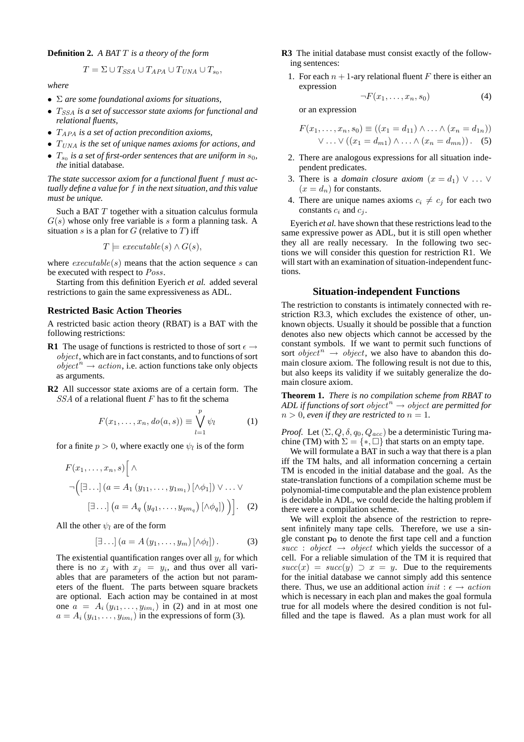**Definition 2.** *A BAT $T$ is a theory of the form*

$$T = \Sigma \cup T_{SSA} \cup T_{APA} \cup T_{UNA} \cup T_{s_0},$$

*where*

- *$\Sigma$ are some foundational axioms for situations,*
- *$T_{SSA}$ is a set of successor state axioms for functional and relational fluents,*
- *$T_{APA}$ is a set of action precondition axioms,*
- *$T_{UNA}$ is the set of unique names axioms for actions, and*
- *$T_{s_0}$ is a set of first-order sentences that are uniform in $s_0$, the* initial database*.*

*The state successor axiom for a functional fluent $f$ must actually define a value for $f$ in the next situation, and this value must be unique.*

Such a BAT $T$ together with a situation calculus formula $G(s)$ whose only free variable is $s$ form a planning task. A situation $s$ is a plan for $G$ (relative to $T$) iff

$$T \models executable(s) \wedge G(s),$$

where $executable(s)$ means that the action sequence $s$ can be executed with respect to $Poss$.

Starting from this definition Eyerich *et al.* added several restrictions to gain the same expressiveness as ADL.

### Restricted Basic Action Theories

A restricted basic action theory (RBAT) is a BAT with the following restrictions:

**R1** The usage of functions is restricted to those of sort $\epsilon \rightarrow object$, which are in fact constants, and to functions of sort $object^n \rightarrow action$, i.e. action functions take only objects as arguments.

**R2** All successor state axioms are of a certain form. The $SSA$ of a relational fluent $F$ has to fit the schema

$$F(x_1, \ldots, x_n, do(a, s)) \equiv \bigvee_{l=1}^{p} \psi_l \qquad (1)$$

for a finite $p > 0$, where exactly one $\psi_l$ is of the form

$$F(x_1, \ldots, x_n, s)\Big[\wedge$$
$$\neg\Big([\exists \ldots]\,(a = A_1\,(y_{11}, \ldots, y_{1m_1})\,[\wedge \phi_1]) \vee \ldots \vee$$
$$[\exists \ldots]\,\big(a = A_q\,\big(y_{q1}, \ldots, y_{qm_q}\big)\,[\wedge \phi_q]\big)\Big)\Big]. \quad (2)$$

All the other $\psi_l$ are of the form

$$[\exists \ldots]\,(a = A\,(y_1, \ldots, y_m)\,[\wedge \phi_l])\,. \qquad (3)$$

The existential quantification ranges over all $y_i$ for which there is no $x_j$ with $x_j = y_i$, and thus over all variables that are parameters of the action but not parameters of the fluent. The parts between square brackets are optional. Each action may be contained in at most one $a = A_i\,(y_{i1}, \ldots, y_{im_i})$ in (2) and in at most one $a = A_i\,(y_{i1}, \ldots, y_{im_i})$ in the expressions of form (3).

**R3** The initial database must consist exactly of the following sentences:

1. For each $n+1$-ary relational fluent $F$ there is either an expression
$$\neg F(x_1, \ldots, x_n, s_0) \qquad (4)$$
or an expression
$$F(x_1, \ldots, x_n, s_0) \equiv ((x_1 = d_{11}) \wedge \ldots \wedge (x_n = d_{1n}))$$
$$\vee \ldots \vee ((x_1 = d_{m1}) \wedge \ldots \wedge (x_n = d_{mn}))\,. \quad (5)$$
2. There are analogous expressions for all situation independent predicates.
3. There is a *domain closure axiom* $(x = d_1) \vee \ldots \vee (x = d_n)$ for constants.
4. There are unique names axioms $c_i \neq c_j$ for each two constants $c_i$ and $c_j$.

Eyerich *et al.* have shown that these restrictions lead to the same expressive power as ADL, but it is still open whether they all are really necessary. In the following two sections we will consider this question for restriction R1. We will start with an examination of situation-independent functions.

## Situation-independent Functions

The restriction to constants is intimately connected with restriction R3.3, which excludes the existence of other, unknown objects. Usually it should be possible that a function denotes also new objects which cannot be accessed by the constant symbols. If we want to permit such functions of sort $object^n \rightarrow object$, we also have to abandon this domain closure axiom. The following result is not due to this, but also keeps its validity if we suitably generalize the domain closure axiom.

**Theorem 1.** *There is no compilation scheme from RBAT to ADL if functions of sort $object^n \rightarrow object$ are permitted for $n > 0$, even if they are restricted to $n = 1$.*

*Proof.* Let $(\Sigma, Q, \delta, q_0, Q_{acc})$ be a deterministic Turing machine (TM) with $\Sigma = \{*, \Box\}$ that starts on an empty tape.

We will formulate a BAT in such a way that there is a plan iff the TM halts, and all information concerning a certain TM is encoded in the initial database and the goal. As the state-translation functions of a compilation scheme must be polynomial-time computable and the plan existence problem is decidable in ADL, we could decide the halting problem if there were a compilation scheme.

We will exploit the absence of the restriction to represent infinitely many tape cells. Therefore, we use a single constant $\mathbf{p_0}$ to denote the first tape cell and a function $succ\,:\,object \rightarrow object$ which yields the successor of a cell. For a reliable simulation of the TM it is required that $succ(x) = succ(y) \supset x = y$. Due to the requirements for the initial database we cannot simply add this sentence there. Thus, we use an additional action $init : \epsilon \rightarrow action$ which is necessary in each plan and makes the goal formula true for all models where the desired condition is not fulfilled and the tape is flawed. As a plan must work for all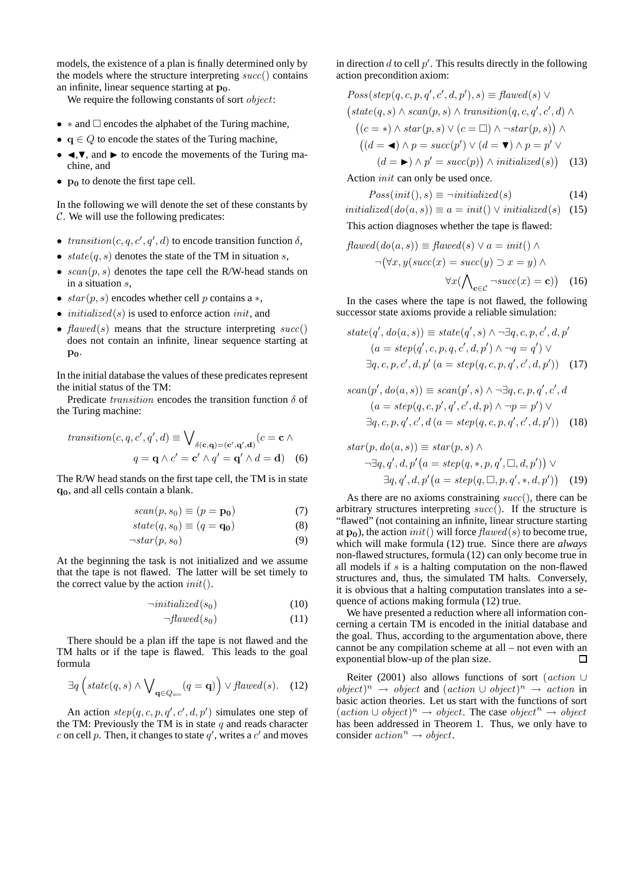models, the existence of a plan is finally determined only by the models where the structure interpreting $succ()$ contains an infinite, linear sequence starting at $\mathbf{p_0}$.

We require the following constants of sort $object$:

- $*$ and $\Box$ encodes the alphabet of the Turing machine,
- $\mathbf{q} \in Q$ to encode the states of the Turing machine,
- $◄$, $▼$, and $►$ to encode the movements of the Turing machine, and
- $\mathbf{p_0}$ to denote the first tape cell.

In the following we will denote the set of these constants by $\mathcal{C}$. We will use the following predicates:

- $transition(c, q, c', q', d)$ to encode transition function $\delta$,
- $state(q, s)$ denotes the state of the TM in situation $s$,
- $scan(p, s)$ denotes the tape cell the R/W-head stands on in a situation $s$,
- $star(p, s)$ encodes whether cell $p$ contains a $*$,
- $initialized(s)$ is used to enforce action $init$, and
- $flawed(s)$ means that the structure interpreting $succ()$ does not contain an infinite, linear sequence starting at $\mathbf{p_0}$.

In the initial database the values of these predicates represent the initial status of the TM:

Predicate $transition$ encodes the transition function $\delta$ of the Turing machine:

$$transition(c, q, c', q', d) \equiv \bigvee_{\delta(\mathbf{c},\mathbf{q})=(\mathbf{c}',\mathbf{q}',\mathbf{d})} (c = \mathbf{c} \wedge q = \mathbf{q} \wedge c' = \mathbf{c}' \wedge q' = \mathbf{q}' \wedge d = \mathbf{d}) \quad (6)$$

The R/W head stands on the first tape cell, the TM is in state $\mathbf{q_0}$, and all cells contain a blank.

$$scan(p, s_0) \equiv (p = \mathbf{p_0}) \quad (7)$$

$$state(q, s_0) \equiv (q = \mathbf{q_0}) \quad (8)$$

$$\neg star(p, s_0) \quad (9)$$

At the beginning the task is not initialized and we assume that the tape is not flawed. The latter will be set timely to the correct value by the action $init()$.

$$\neg initialized(s_0) \quad (10)$$

$$\neg flawed(s_0) \quad (11)$$

There should be a plan iff the tape is not flawed and the TM halts or if the tape is flawed. This leads to the goal formula

$$\exists q \left( state(q, s) \wedge \bigvee_{\mathbf{q} \in Q_{acc}} (q = \mathbf{q}) \right) \vee flawed(s). \quad (12)$$

An action $step(q, c, p, q', c', d, p')$ simulates one step of the TM: Previously the TM is in state $q$ and reads character $c$ on cell $p$. Then, it changes to state $q'$, writes a $c'$ and moves in direction $d$ to cell $p'$. This results directly in the following action precondition axiom:

$$\begin{aligned} &Poss(step(q, c, p, q', c', d, p'), s) \equiv flawed(s) \vee \\ &\big(state(q, s) \wedge scan(p, s) \wedge transition(q, c, q', c', d) \wedge \\ &\quad \big((c = *) \wedge star(p, s) \vee (c = \Box) \wedge \neg star(p, s)\big) \wedge \\ &\quad \big((d = ◄) \wedge p = succ(p') \vee (d = ▼) \wedge p = p' \vee \\ &\qquad (d = ►) \wedge p' = succ(p)\big) \wedge initialized(s)\big) \end{aligned} \quad (13)$$

Action $init$ can only be used once.

$$Poss(init(), s) \equiv \neg initialized(s) \quad (14)$$

$$initialized(do(a, s)) \equiv a = init() \vee initialized(s) \quad (15)$$

This action diagnoses whether the tape is flawed:

$$\begin{aligned} flawed(do(a, s)) \equiv\; &flawed(s) \vee a = init() \wedge \\ &\neg\big(\forall x, y(succ(x) = succ(y) \supset x = y) \wedge \\ &\qquad \forall x(\textstyle\bigwedge_{\mathbf{c} \in \mathcal{C}} \neg succ(x) = \mathbf{c})\big) \end{aligned} \quad (16)$$

In the cases where the tape is not flawed, the following successor state axioms provide a reliable simulation:

$$\begin{aligned} state(q', do(a, s)) \equiv\; &state(q', s) \wedge \neg \exists q, c, p, c', d, p' \\ &(a = step(q', c, p, q, c', d, p') \wedge \neg q = q') \vee \\ &\exists q, c, p, c', d, p' \,(a = step(q, c, p, q', c', d, p')) \end{aligned} \quad (17)$$

$$\begin{aligned} scan(p', do(a, s)) \equiv\; &scan(p', s) \wedge \neg \exists q, c, p, q', c', d \\ &(a = step(q, c, p', q', c', d, p) \wedge \neg p = p') \vee \\ &\exists q, c, p, q', c', d \,(a = step(q, c, p, q', c', d, p')) \end{aligned} \quad (18)$$

$$\begin{aligned} star(p, do(a, s)) \equiv\; &star(p, s) \wedge \\ &\neg \exists q, q', d, p' \big(a = step(q, *, p, q', \Box, d, p')\big) \vee \\ &\exists q, q', d, p' \big(a = step(q, \Box, p, q', *, d, p')\big) \end{aligned} \quad (19)$$

As there are no axioms constraining $succ()$, there can be arbitrary structures interpreting $succ()$. If the structure is "flawed" (not containing an infinite, linear structure starting at $\mathbf{p_0}$), the action $init()$ will force $flawed(s)$ to become true, which will make formula (12) true. Since there are *always* non-flawed structures, formula (12) can only become true in all models if $s$ is a halting computation on the non-flawed structures and, thus, the simulated TM halts. Conversely, it is obvious that a halting computation translates into a sequence of actions making formula (12) true.

We have presented a reduction where all information concerning a certain TM is encoded in the initial database and the goal. Thus, according to the argumentation above, there cannot be any compilation scheme at all – not even with an exponential blow-up of the plan size. □

Reiter (2001) also allows functions of sort $(action \cup object)^n \rightarrow object$ and $(action \cup object)^n \rightarrow action$ in basic action theories. Let us start with the functions of sort $(action \cup object)^n \rightarrow object$. The case $object^n \rightarrow object$ has been addressed in Theorem 1. Thus, we only have to consider $action^n \rightarrow object$.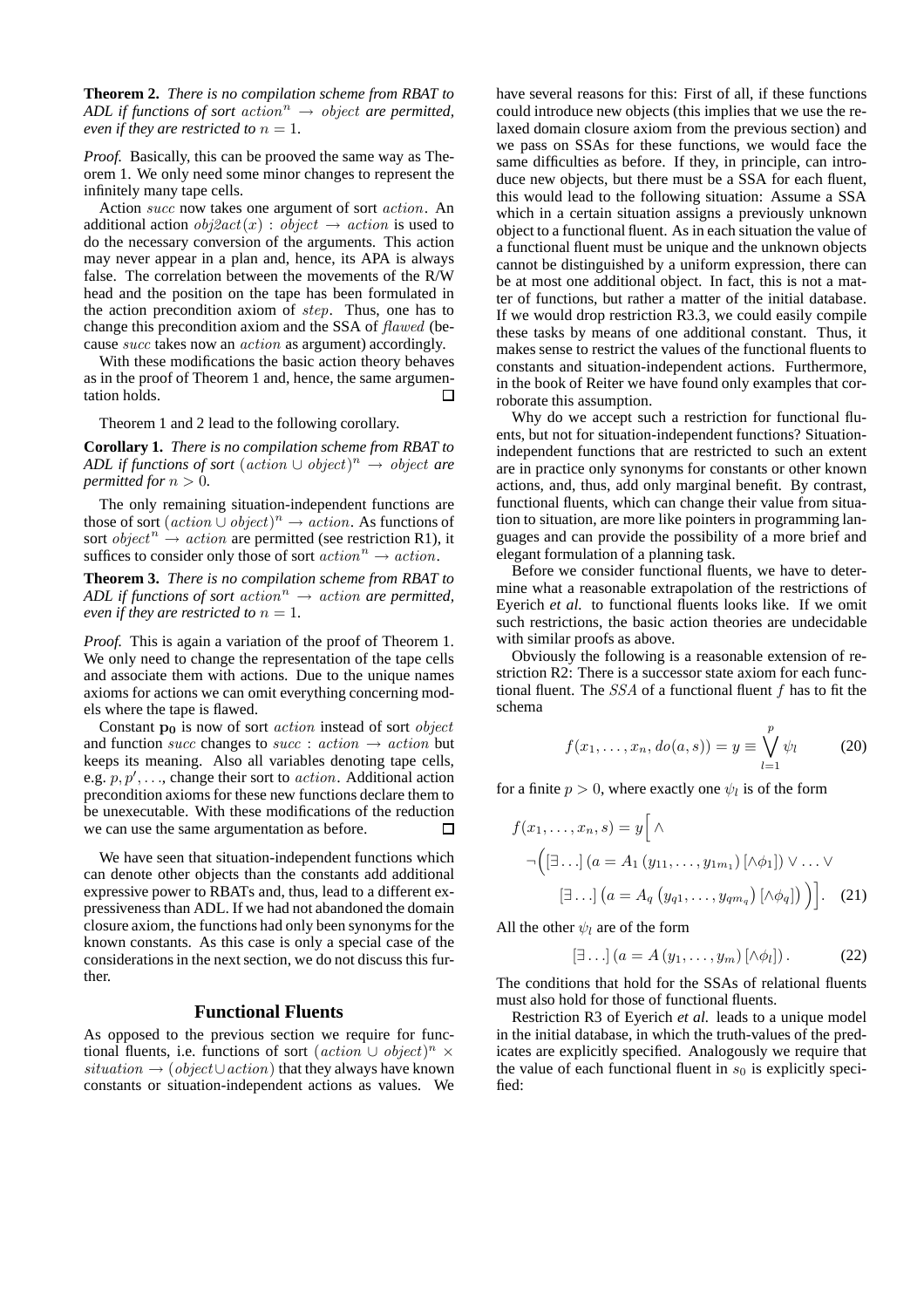**Theorem 2.** *There is no compilation scheme from RBAT to ADL if functions of sort $action^n \rightarrow object$ are permitted, even if they are restricted to $n = 1$.*

*Proof.* Basically, this can be prooved the same way as Theorem 1. We only need some minor changes to represent the infinitely many tape cells.

Action $succ$ now takes one argument of sort $action$. An additional action $obj2act(x) : object \rightarrow action$ is used to do the necessary conversion of the arguments. This action may never appear in a plan and, hence, its APA is always false. The correlation between the movements of the R/W head and the position on the tape has been formulated in the action precondition axiom of $step$. Thus, one has to change this precondition axiom and the SSA of $flawed$ (because $succ$ takes now an $action$ as argument) accordingly.

With these modifications the basic action theory behaves as in the proof of Theorem 1 and, hence, the same argumentation holds. □

Theorem 1 and 2 lead to the following corollary.

**Corollary 1.** *There is no compilation scheme from RBAT to ADL if functions of sort $(action \cup object)^n \rightarrow object$ are permitted for $n > 0$.*

The only remaining situation-independent functions are those of sort $(action \cup object)^n \rightarrow action$. As functions of sort $object^n \rightarrow action$ are permitted (see restriction R1), it suffices to consider only those of sort $action^n \rightarrow action$.

**Theorem 3.** *There is no compilation scheme from RBAT to ADL if functions of sort $action^n \rightarrow action$ are permitted, even if they are restricted to $n = 1$.*

*Proof.* This is again a variation of the proof of Theorem 1. We only need to change the representation of the tape cells and associate them with actions. Due to the unique names axioms for actions we can omit everything concerning models where the tape is flawed.

Constant $\mathbf{p_0}$ is now of sort $action$ instead of sort $object$ and function $succ$ changes to $succ : action \rightarrow action$ but keeps its meaning. Also all variables denoting tape cells, e.g. $p, p', \ldots$, change their sort to $action$. Additional action precondition axioms for these new functions declare them to be unexecutable. With these modifications of the reduction we can use the same argumentation as before. □

We have seen that situation-independent functions which can denote other objects than the constants add additional expressive power to RBATs and, thus, lead to a different expressiveness than ADL. If we had not abandoned the domain closure axiom, the functions had only been synonyms for the known constants. As this case is only a special case of the considerations in the next section, we do not discuss this further.

## Functional Fluents

As opposed to the previous section we require for functional fluents, i.e. functions of sort $(action \cup object)^n \times situation \rightarrow (object \cup action)$ that they always have known constants or situation-independent actions as values. We have several reasons for this: First of all, if these functions could introduce new objects (this implies that we use the relaxed domain closure axiom from the previous section) and we pass on SSAs for these functions, we would face the same difficulties as before. If they, in principle, can introduce new objects, but there must be a SSA for each fluent, this would lead to the following situation: Assume a SSA which in a certain situation assigns a previously unknown object to a functional fluent. As in each situation the value of a functional fluent must be unique and the unknown objects cannot be distinguished by a uniform expression, there can be at most one additional object. In fact, this is not a matter of functions, but rather a matter of the initial database. If we would drop restriction R3.3, we could easily compile these tasks by means of one additional constant. Thus, it makes sense to restrict the values of the functional fluents to constants and situation-independent actions. Furthermore, in the book of Reiter we have found only examples that corroborate this assumption.

Why do we accept such a restriction for functional fluents, but not for situation-independent functions? Situation-independent functions that are restricted to such an extent are in practice only synonyms for constants or other known actions, and, thus, add only marginal benefit. By contrast, functional fluents, which can change their value from situation to situation, are more like pointers in programming languages and can provide the possibility of a more brief and elegant formulation of a planning task.

Before we consider functional fluents, we have to determine what a reasonable extrapolation of the restrictions of Eyerich *et al.* to functional fluents looks like. If we omit such restrictions, the basic action theories are undecidable with similar proofs as above.

Obviously the following is a reasonable extension of restriction R2: There is a successor state axiom for each functional fluent. The $SSA$ of a functional fluent $f$ has to fit the schema

$$f(x_1, \ldots, x_n, do(a, s)) = y \equiv \bigvee_{l=1}^{p} \psi_l \tag{20}$$

for a finite $p > 0$, where exactly one $\psi_l$ is of the form

$$\begin{aligned} f(x_1, \ldots, x_n, s) = y \Big[ \wedge \\ \neg \Big( [\exists \ldots] \left( a = A_1 \left( y_{11}, \ldots, y_{1m_1} \right) [\wedge \phi_1] \right) \vee \ldots \vee \\ [\exists \ldots] \left( a = A_q \left( y_{q1}, \ldots, y_{qm_q} \right) [\wedge \phi_q] \right) \Big) \Big]. \end{aligned} \tag{21}$$

All the other $\psi_l$ are of the form

$$[\exists \ldots] \left( a = A \left( y_1, \ldots, y_m \right) [\wedge \phi_l] \right). \tag{22}$$

The conditions that hold for the SSAs of relational fluents must also hold for those of functional fluents.

Restriction R3 of Eyerich *et al.* leads to a unique model in the initial database, in which the truth-values of the predicates are explicitly specified. Analogously we require that the value of each functional fluent in $s_0$ is explicitly specified: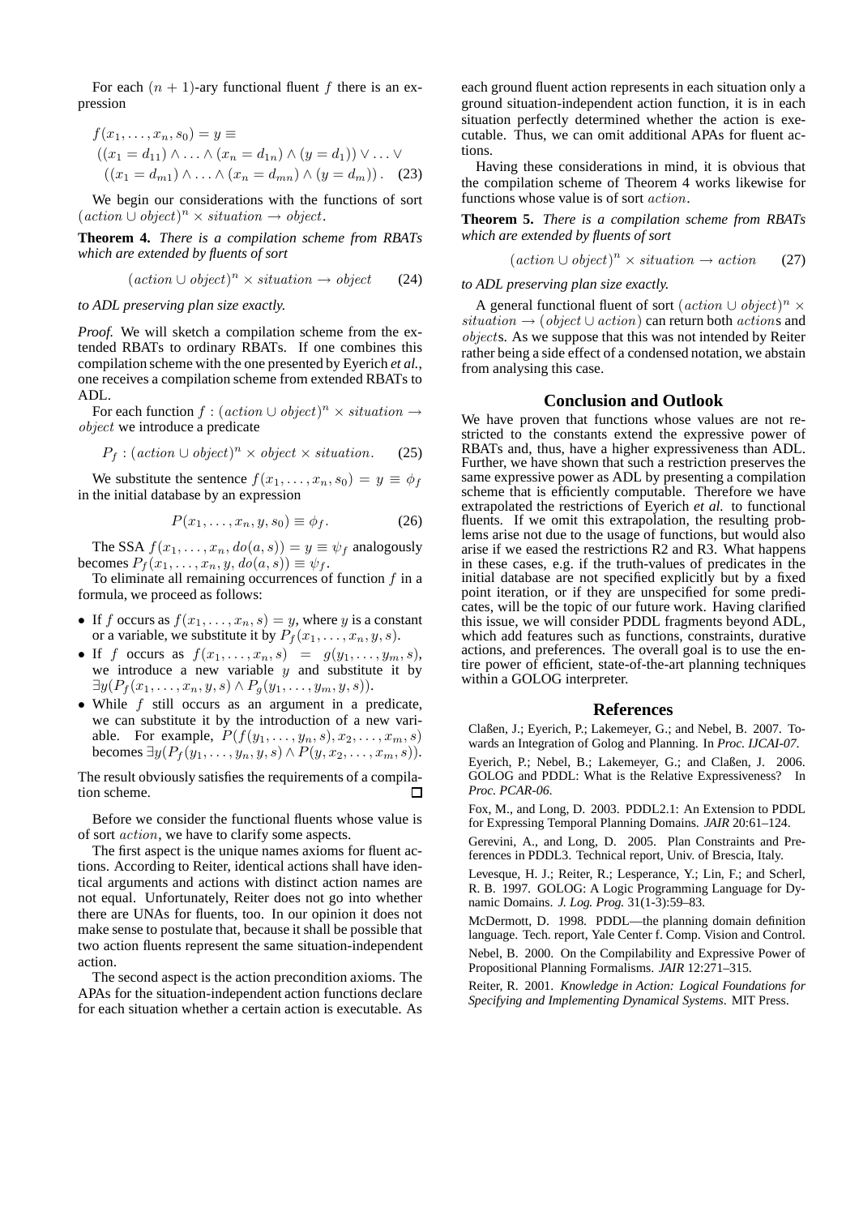For each $(n+1)$-ary functional fluent $f$ there is an expression

$$
\begin{aligned}
&f(x_1, \ldots, x_n, s_0) = y \equiv \\
&((x_1 = d_{11}) \wedge \ldots \wedge (x_n = d_{1n}) \wedge (y = d_1)) \vee \ldots \vee \\
&\quad ((x_1 = d_{m1}) \wedge \ldots \wedge (x_n = d_{mn}) \wedge (y = d_m)) . \quad (23)
\end{aligned}
$$

We begin our considerations with the functions of sort $(action \cup object)^n \times situation \rightarrow object$.

**Theorem 4.** *There is a compilation scheme from RBATs which are extended by fluents of sort*

$$(action \cup object)^n \times situation \rightarrow object \quad (24)$$

*to ADL preserving plan size exactly.*

*Proof.* We will sketch a compilation scheme from the extended RBATs to ordinary RBATs. If one combines this compilation scheme with the one presented by Eyerich *et al.*, one receives a compilation scheme from extended RBATs to ADL.

For each function $f : (action \cup object)^n \times situation \rightarrow object$ we introduce a predicate

$$P_f : (action \cup object)^n \times object \times situation. \quad (25)$$

We substitute the sentence $f(x_1, \ldots, x_n, s_0) = y \equiv \phi_f$ in the initial database by an expression

$$P(x_1, \ldots, x_n, y, s_0) \equiv \phi_f. \quad (26)$$

The SSA $f(x_1, \ldots, x_n, do(a, s)) = y \equiv \psi_f$ analogously becomes $P_f(x_1, \ldots, x_n, y, do(a, s)) \equiv \psi_f$.

To eliminate all remaining occurrences of function $f$ in a formula, we proceed as follows:

- If $f$ occurs as $f(x_1, \ldots, x_n, s) = y$, where $y$ is a constant or a variable, we substitute it by $P_f(x_1, \ldots, x_n, y, s)$.
- If $f$ occurs as $f(x_1, \ldots, x_n, s) = g(y_1, \ldots, y_m, s)$, we introduce a new variable $y$ and substitute it by $\exists y (P_f(x_1, \ldots, x_n, y, s) \wedge P_g(y_1, \ldots, y_m, y, s))$.
- While $f$ still occurs as an argument in a predicate, we can substitute it by the introduction of a new variable. For example, $P(f(y_1, \ldots, y_n, s), x_2, \ldots, x_m, s)$ becomes $\exists y (P_f(y_1, \ldots, y_n, y, s) \wedge P(y, x_2, \ldots, x_m, s))$.

The result obviously satisfies the requirements of a compilation scheme. □

Before we consider the functional fluents whose value is of sort $action$, we have to clarify some aspects.

The first aspect is the unique names axioms for fluent actions. According to Reiter, identical actions shall have identical arguments and actions with distinct action names are not equal. Unfortunately, Reiter does not go into whether there are UNAs for fluents, too. In our opinion it does not make sense to postulate that, because it shall be possible that two action fluents represent the same situation-independent action.

The second aspect is the action precondition axioms. The APAs for the situation-independent action functions declare for each situation whether a certain action is executable. As each ground fluent action represents in each situation only a ground situation-independent action function, it is in each situation perfectly determined whether the action is executable. Thus, we can omit additional APAs for fluent actions.

Having these considerations in mind, it is obvious that the compilation scheme of Theorem 4 works likewise for functions whose value is of sort $action$.

**Theorem 5.** *There is a compilation scheme from RBATs which are extended by fluents of sort*

$$(action \cup object)^n \times situation \rightarrow action \quad (27)$$

*to ADL preserving plan size exactly.*

A general functional fluent of sort $(action \cup object)^n \times situation \rightarrow (object \cup action)$ can return both $action$s and $object$s. As we suppose that this was not intended by Reiter rather being a side effect of a condensed notation, we abstain from analysing this case.

## Conclusion and Outlook

We have proven that functions whose values are not restricted to the constants extend the expressive power of RBATs and, thus, have a higher expressiveness than ADL. Further, we have shown that such a restriction preserves the same expressive power as ADL by presenting a compilation scheme that is efficiently computable. Therefore we have extrapolated the restrictions of Eyerich *et al.* to functional fluents. If we omit this extrapolation, the resulting problems arise not due to the usage of functions, but would also arise if we eased the restrictions R2 and R3. What happens in these cases, e.g. if the truth-values of predicates in the initial database are not specified explicitly but by a fixed point iteration, or if they are unspecified for some predicates, will be the topic of our future work. Having clarified this issue, we will consider PDDL fragments beyond ADL, which add features such as functions, constraints, durative actions, and preferences. The overall goal is to use the entire power of efficient, state-of-the-art planning techniques within a GOLOG interpreter.

## References

Claßen, J.; Eyerich, P.; Lakemeyer, G.; and Nebel, B. 2007. Towards an Integration of Golog and Planning. In *Proc. IJCAI-07*.

Eyerich, P.; Nebel, B.; Lakemeyer, G.; and Claßen, J. 2006. GOLOG and PDDL: What is the Relative Expressiveness? In *Proc. PCAR-06*.

Fox, M., and Long, D. 2003. PDDL2.1: An Extension to PDDL for Expressing Temporal Planning Domains. *JAIR* 20:61–124.

Gerevini, A., and Long, D. 2005. Plan Constraints and Preferences in PDDL3. Technical report, Univ. of Brescia, Italy.

Levesque, H. J.; Reiter, R.; Lesperance, Y.; Lin, F.; and Scherl, R. B. 1997. GOLOG: A Logic Programming Language for Dynamic Domains. *J. Log. Prog.* 31(1-3):59–83.

McDermott, D. 1998. PDDL—the planning domain definition language. Tech. report, Yale Center f. Comp. Vision and Control.

Nebel, B. 2000. On the Compilability and Expressive Power of Propositional Planning Formalisms. *JAIR* 12:271–315.

Reiter, R. 2001. *Knowledge in Action: Logical Foundations for Specifying and Implementing Dynamical Systems*. MIT Press.